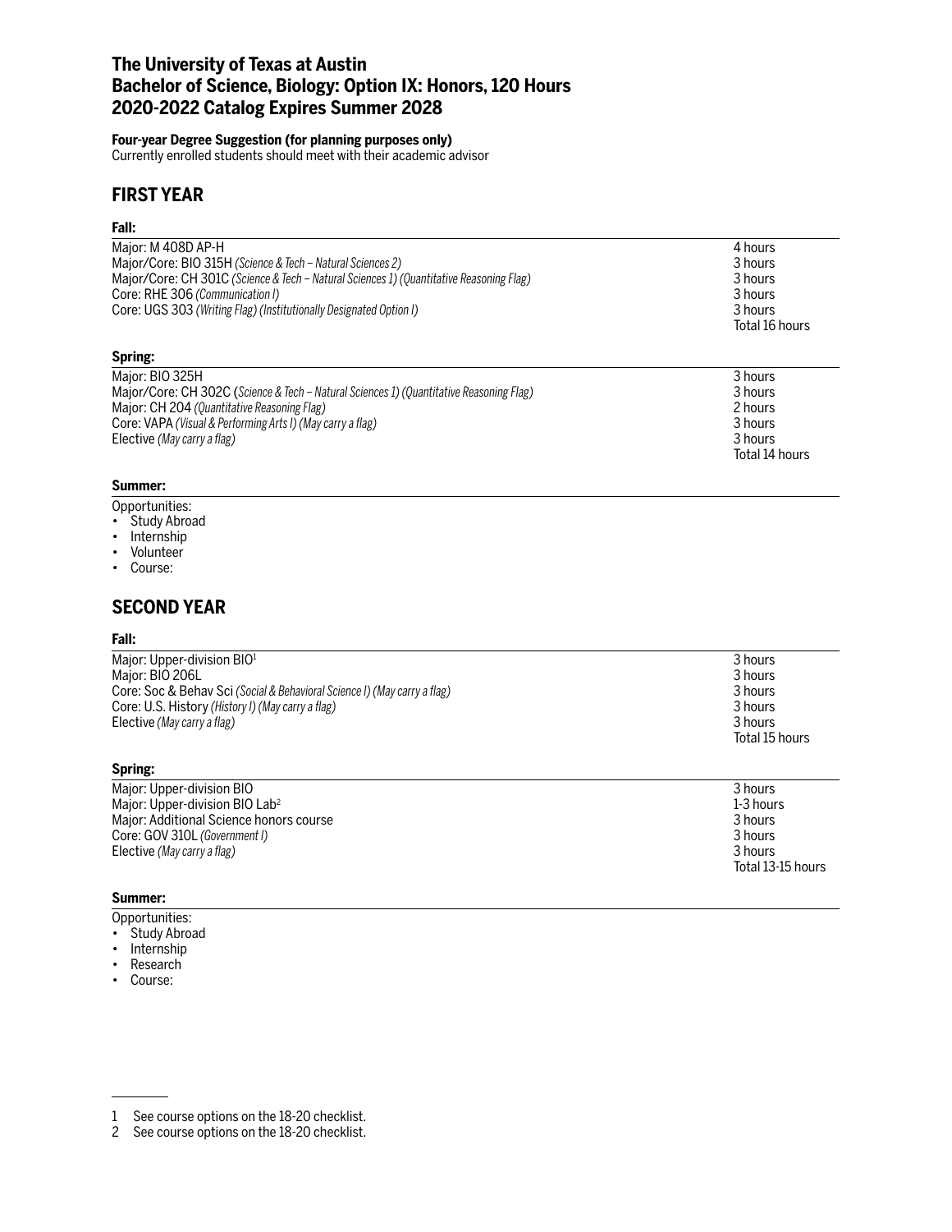# The University of Texas at Austin
# Bachelor of Science, Biology: Option IX: Honors, 120 Hours
# 2020-2022 Catalog Expires Summer 2028

**Four-year Degree Suggestion (for planning purposes only)**
Currently enrolled students should meet with their academic advisor

## FIRST YEAR

**Fall:**

| | |
|---|---|
| Major: M 408D AP-H | 4 hours |
| Major/Core: BIO 315H *(Science & Tech – Natural Sciences 2)* | 3 hours |
| Major/Core: CH 301C *(Science & Tech – Natural Sciences 1) (Quantitative Reasoning Flag)* | 3 hours |
| Core: RHE 306 *(Communication I)* | 3 hours |
| Core: UGS 303 *(Writing Flag) (Institutionally Designated Option I)* | 3 hours |
| | Total 16 hours |

**Spring:**

| | |
|---|---|
| Major: BIO 325H | 3 hours |
| Major/Core: CH 302C (*Science & Tech – Natural Sciences 1) (Quantitative Reasoning Flag)* | 3 hours |
| Major: CH 204 *(Quantitative Reasoning Flag)* | 2 hours |
| Core: VAPA *(Visual & Performing Arts I) (May carry a flag)* | 3 hours |
| Elective *(May carry a flag)* | 3 hours |
| | Total 14 hours |

**Summer:**

Opportunities:
- Study Abroad
- Internship
- Volunteer
- Course:

## SECOND YEAR

**Fall:**

| | |
|---|---|
| Major: Upper-division BIO[1] | 3 hours |
| Major: BIO 206L | 3 hours |
| Core: Soc & Behav Sci *(Social & Behavioral Science I) (May carry a flag)* | 3 hours |
| Core: U.S. History *(History I) (May carry a flag)* | 3 hours |
| Elective *(May carry a flag)* | 3 hours |
| | Total 15 hours |

**Spring:**

| | |
|---|---|
| Major: Upper-division BIO | 3 hours |
| Major: Upper-division BIO Lab[2] | 1-3 hours |
| Major: Additional Science honors course | 3 hours |
| Core: GOV 310L *(Government I)* | 3 hours |
| Elective *(May carry a flag)* | 3 hours |
| | Total 13-15 hours |

**Summer:**

Opportunities:
- Study Abroad
- Internship
- Research
- Course:

---

1 See course options on the 18-20 checklist.
2 See course options on the 18-20 checklist.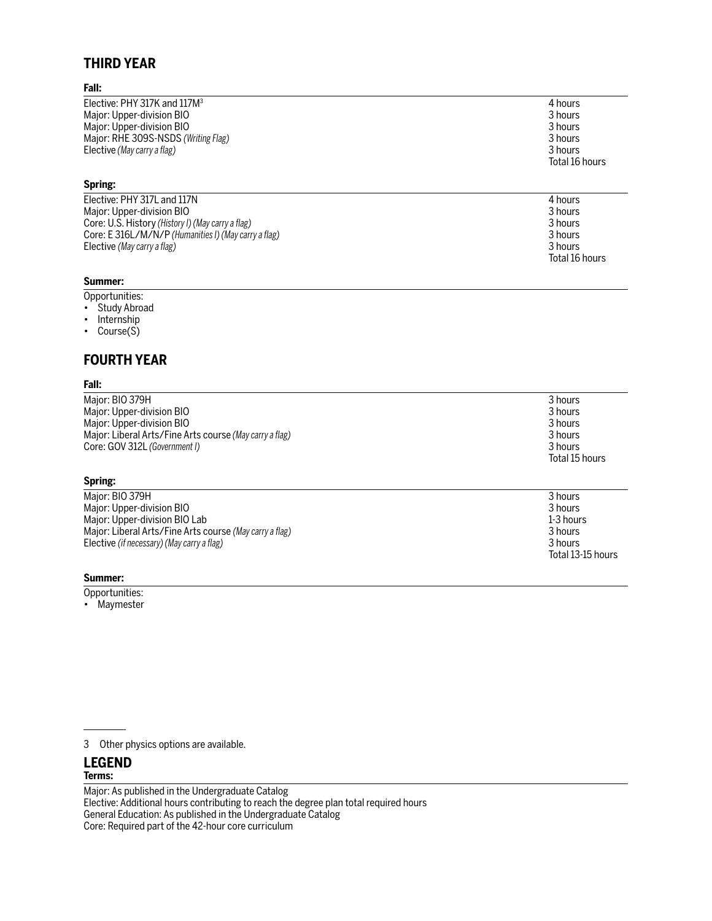## THIRD YEAR

**Fall:**

| | |
|---|---|
| Elective: PHY 317K and 117M[3] | 4 hours |
| Major: Upper-division BIO | 3 hours |
| Major: Upper-division BIO | 3 hours |
| Major: RHE 309S-NSDS *(Writing Flag)* | 3 hours |
| Elective *(May carry a flag)* | 3 hours |
| | Total 16 hours |

**Spring:**

| | |
|---|---|
| Elective: PHY 317L and 117N | 4 hours |
| Major: Upper-division BIO | 3 hours |
| Core: U.S. History *(History I) (May carry a flag)* | 3 hours |
| Core: E 316L/M/N/P *(Humanities I) (May carry a flag)* | 3 hours |
| Elective *(May carry a flag)* | 3 hours |
| | Total 16 hours |

**Summer:**

Opportunities:
- Study Abroad
- Internship
- Course(S)

## FOURTH YEAR

**Fall:**

| | |
|---|---|
| Major: BIO 379H | 3 hours |
| Major: Upper-division BIO | 3 hours |
| Major: Upper-division BIO | 3 hours |
| Major: Liberal Arts/Fine Arts course *(May carry a flag)* | 3 hours |
| Core: GOV 312L *(Government I)* | 3 hours |
| | Total 15 hours |

**Spring:**

| | |
|---|---|
| Major: BIO 379H | 3 hours |
| Major: Upper-division BIO | 3 hours |
| Major: Upper-division BIO Lab | 1-3 hours |
| Major: Liberal Arts/Fine Arts course *(May carry a flag)* | 3 hours |
| Elective *(if necessary) (May carry a flag)* | 3 hours |
| | Total 13-15 hours |

**Summer:**

Opportunities:
- Maymester

3 Other physics options are available.

## LEGEND

**Terms:**

Major: As published in the Undergraduate Catalog
Elective: Additional hours contributing to reach the degree plan total required hours
General Education: As published in the Undergraduate Catalog
Core: Required part of the 42-hour core curriculum